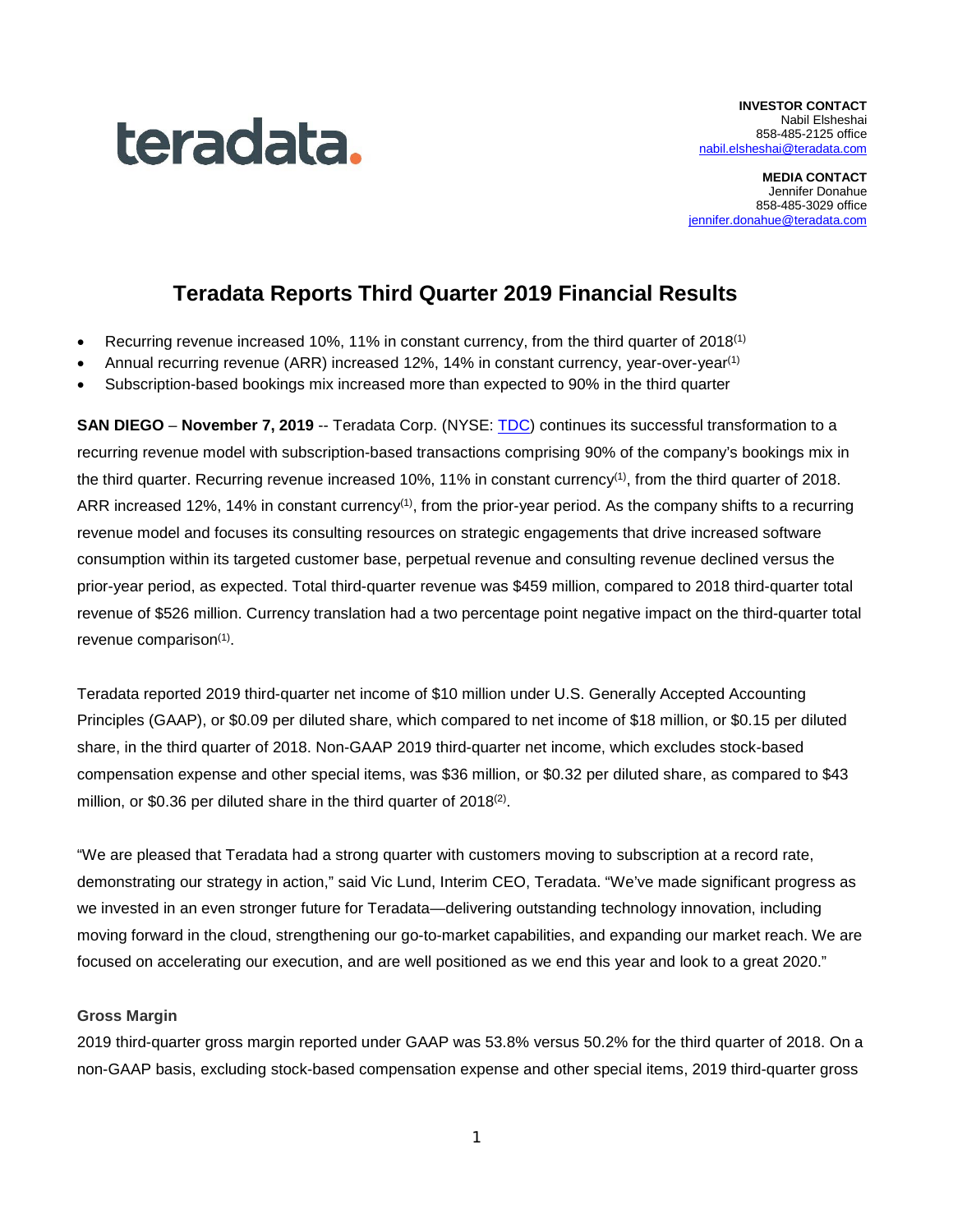teradata.

**INVESTOR CONTACT**
Nabil Elsheshai
858-485-2125 office
nabil.elsheshai@teradata.com

**MEDIA CONTACT**
Jennifer Donahue
858-485-3029 office
jennifer.donahue@teradata.com

# Teradata Reports Third Quarter 2019 Financial Results

- Recurring revenue increased 10%, 11% in constant currency, from the third quarter of 2018[(1)]
- Annual recurring revenue (ARR) increased 12%, 14% in constant currency, year-over-year[(1)]
- Subscription-based bookings mix increased more than expected to 90% in the third quarter

**SAN DIEGO** – **November 7, 2019** -- Teradata Corp. (NYSE: TDC) continues its successful transformation to a recurring revenue model with subscription-based transactions comprising 90% of the company's bookings mix in the third quarter. Recurring revenue increased 10%, 11% in constant currency[(1)], from the third quarter of 2018. ARR increased 12%, 14% in constant currency[(1)], from the prior-year period. As the company shifts to a recurring revenue model and focuses its consulting resources on strategic engagements that drive increased software consumption within its targeted customer base, perpetual revenue and consulting revenue declined versus the prior-year period, as expected. Total third-quarter revenue was $459 million, compared to 2018 third-quarter total revenue of $526 million. Currency translation had a two percentage point negative impact on the third-quarter total revenue comparison[(1)].

Teradata reported 2019 third-quarter net income of $10 million under U.S. Generally Accepted Accounting Principles (GAAP), or $0.09 per diluted share, which compared to net income of $18 million, or $0.15 per diluted share, in the third quarter of 2018. Non-GAAP 2019 third-quarter net income, which excludes stock-based compensation expense and other special items, was $36 million, or $0.32 per diluted share, as compared to $43 million, or $0.36 per diluted share in the third quarter of 2018[(2)].

"We are pleased that Teradata had a strong quarter with customers moving to subscription at a record rate, demonstrating our strategy in action," said Vic Lund, Interim CEO, Teradata. "We've made significant progress as we invested in an even stronger future for Teradata—delivering outstanding technology innovation, including moving forward in the cloud, strengthening our go-to-market capabilities, and expanding our market reach. We are focused on accelerating our execution, and are well positioned as we end this year and look to a great 2020."

### Gross Margin

2019 third-quarter gross margin reported under GAAP was 53.8% versus 50.2% for the third quarter of 2018. On a non-GAAP basis, excluding stock-based compensation expense and other special items, 2019 third-quarter gross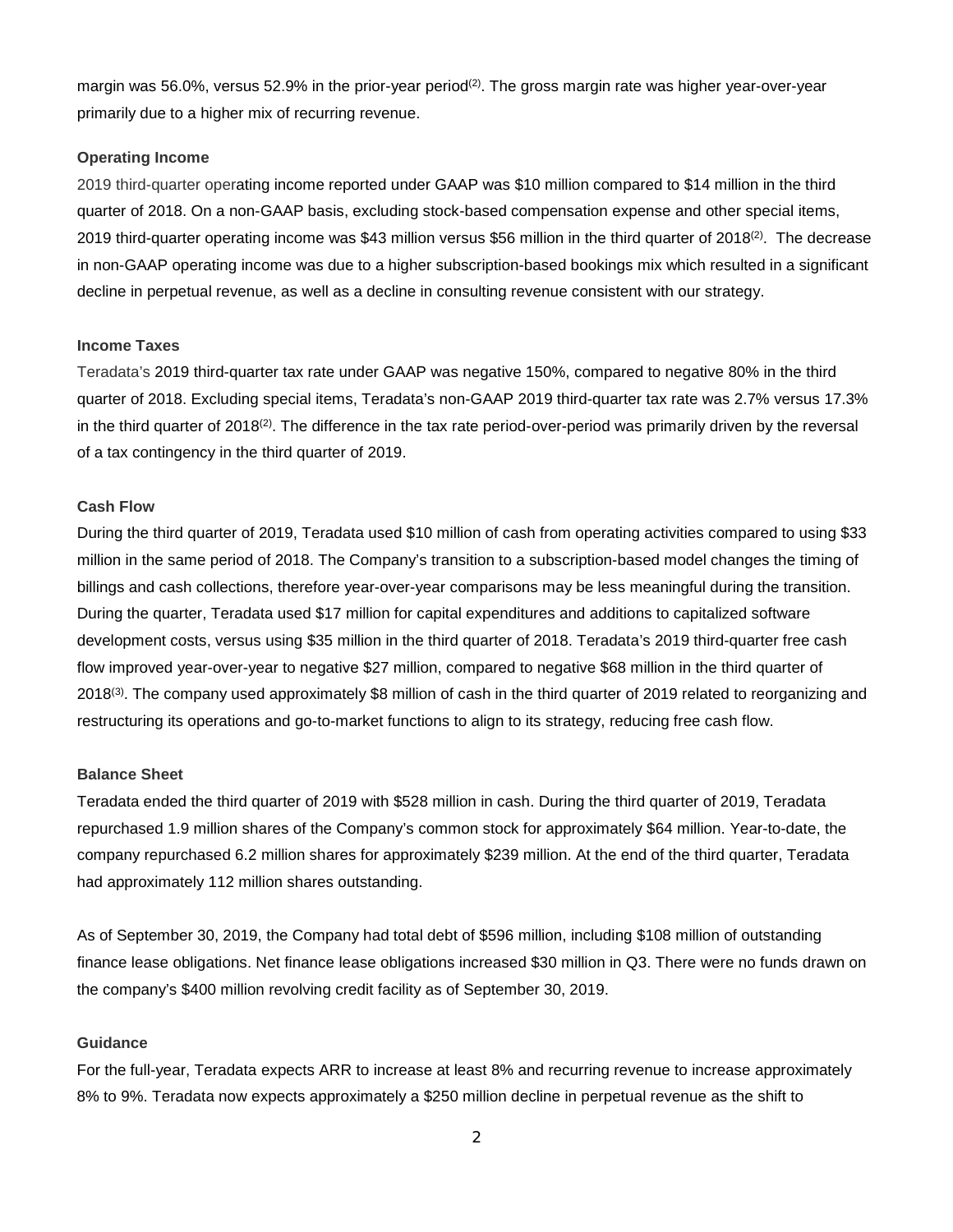margin was 56.0%, versus 52.9% in the prior-year period[(2)]. The gross margin rate was higher year-over-year primarily due to a higher mix of recurring revenue.

### Operating Income

2019 third-quarter operating income reported under GAAP was $10 million compared to $14 million in the third quarter of 2018. On a non-GAAP basis, excluding stock-based compensation expense and other special items, 2019 third-quarter operating income was $43 million versus $56 million in the third quarter of 2018[(2)]. The decrease in non-GAAP operating income was due to a higher subscription-based bookings mix which resulted in a significant decline in perpetual revenue, as well as a decline in consulting revenue consistent with our strategy.

### Income Taxes

Teradata's 2019 third-quarter tax rate under GAAP was negative 150%, compared to negative 80% in the third quarter of 2018. Excluding special items, Teradata's non-GAAP 2019 third-quarter tax rate was 2.7% versus 17.3% in the third quarter of 2018[(2)]. The difference in the tax rate period-over-period was primarily driven by the reversal of a tax contingency in the third quarter of 2019.

### Cash Flow

During the third quarter of 2019, Teradata used $10 million of cash from operating activities compared to using $33 million in the same period of 2018. The Company's transition to a subscription-based model changes the timing of billings and cash collections, therefore year-over-year comparisons may be less meaningful during the transition. During the quarter, Teradata used $17 million for capital expenditures and additions to capitalized software development costs, versus using $35 million in the third quarter of 2018. Teradata's 2019 third-quarter free cash flow improved year-over-year to negative $27 million, compared to negative $68 million in the third quarter of 2018[(3)]. The company used approximately $8 million of cash in the third quarter of 2019 related to reorganizing and restructuring its operations and go-to-market functions to align to its strategy, reducing free cash flow.

### Balance Sheet

Teradata ended the third quarter of 2019 with $528 million in cash. During the third quarter of 2019, Teradata repurchased 1.9 million shares of the Company's common stock for approximately $64 million. Year-to-date, the company repurchased 6.2 million shares for approximately $239 million. At the end of the third quarter, Teradata had approximately 112 million shares outstanding.

As of September 30, 2019, the Company had total debt of $596 million, including $108 million of outstanding finance lease obligations. Net finance lease obligations increased $30 million in Q3. There were no funds drawn on the company's $400 million revolving credit facility as of September 30, 2019.

### Guidance

For the full-year, Teradata expects ARR to increase at least 8% and recurring revenue to increase approximately 8% to 9%. Teradata now expects approximately a $250 million decline in perpetual revenue as the shift to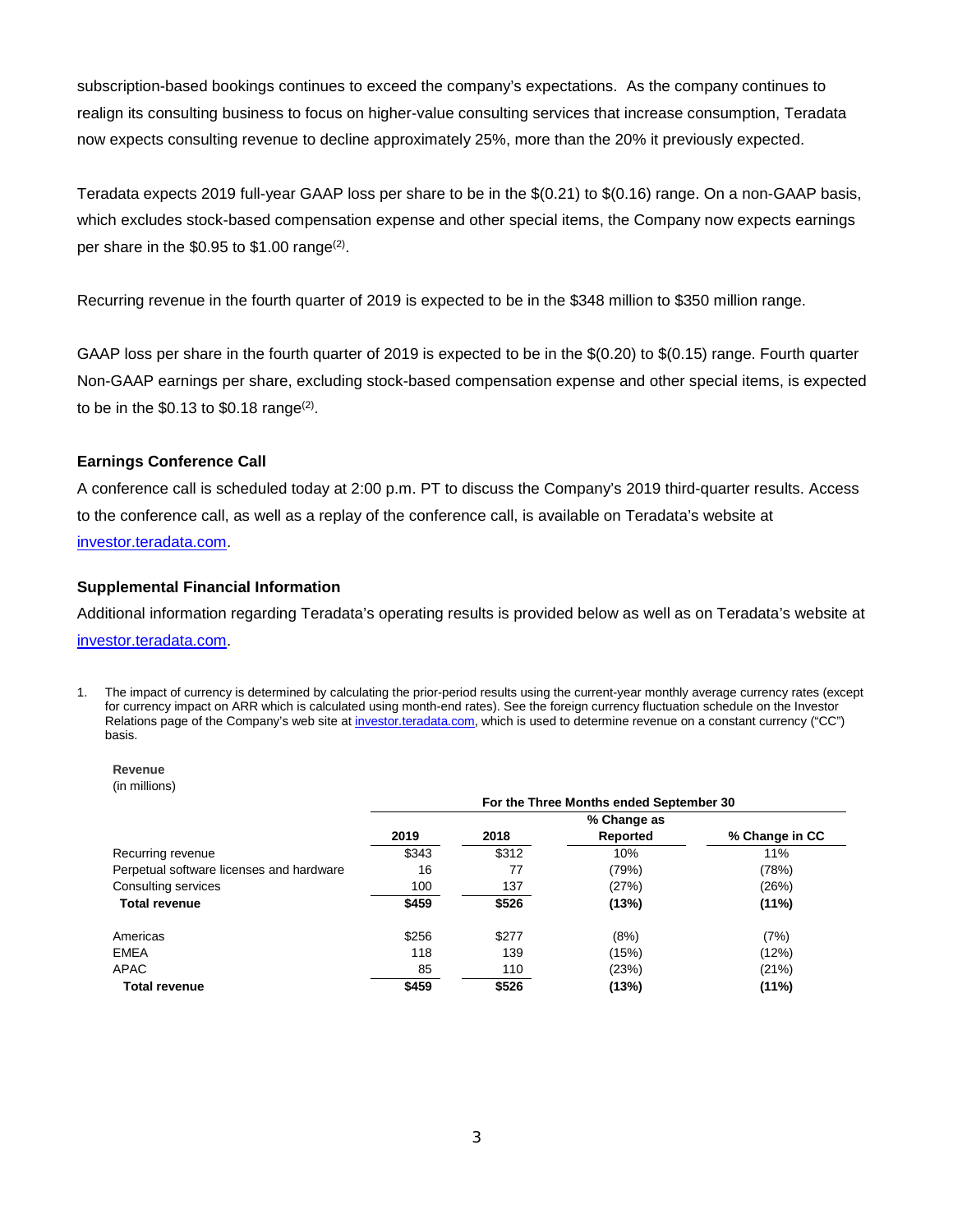subscription-based bookings continues to exceed the company's expectations. As the company continues to realign its consulting business to focus on higher-value consulting services that increase consumption, Teradata now expects consulting revenue to decline approximately 25%, more than the 20% it previously expected.

Teradata expects 2019 full-year GAAP loss per share to be in the $(0.21) to $(0.16) range. On a non-GAAP basis, which excludes stock-based compensation expense and other special items, the Company now expects earnings per share in the $0.95 to $1.00 range(2).

Recurring revenue in the fourth quarter of 2019 is expected to be in the $348 million to $350 million range.

GAAP loss per share in the fourth quarter of 2019 is expected to be in the $(0.20) to $(0.15) range. Fourth quarter Non-GAAP earnings per share, excluding stock-based compensation expense and other special items, is expected to be in the $0.13 to $0.18 range(2).

### Earnings Conference Call

A conference call is scheduled today at 2:00 p.m. PT to discuss the Company's 2019 third-quarter results. Access to the conference call, as well as a replay of the conference call, is available on Teradata's website at investor.teradata.com.

### Supplemental Financial Information

Additional information regarding Teradata's operating results is provided below as well as on Teradata's website at investor.teradata.com.

1. The impact of currency is determined by calculating the prior-period results using the current-year monthly average currency rates (except for currency impact on ARR which is calculated using month-end rates). See the foreign currency fluctuation schedule on the Investor Relations page of the Company's web site at investor.teradata.com, which is used to determine revenue on a constant currency ("CC") basis.

**Revenue**
(in millions)

| | For the Three Months ended September 30 | | | |
|---|---|---|---|---|
| | 2019 | 2018 | % Change as Reported | % Change in CC |
| Recurring revenue | $343 | $312 | 10% | 11% |
| Perpetual software licenses and hardware | 16 | 77 | (79%) | (78%) |
| Consulting services | 100 | 137 | (27%) | (26%) |
| **Total revenue** | **$459** | **$526** | **(13%)** | **(11%)** |
| | | | | |
| Americas | $256 | $277 | (8%) | (7%) |
| EMEA | 118 | 139 | (15%) | (12%) |
| APAC | 85 | 110 | (23%) | (21%) |
| **Total revenue** | **$459** | **$526** | **(13%)** | **(11%)** |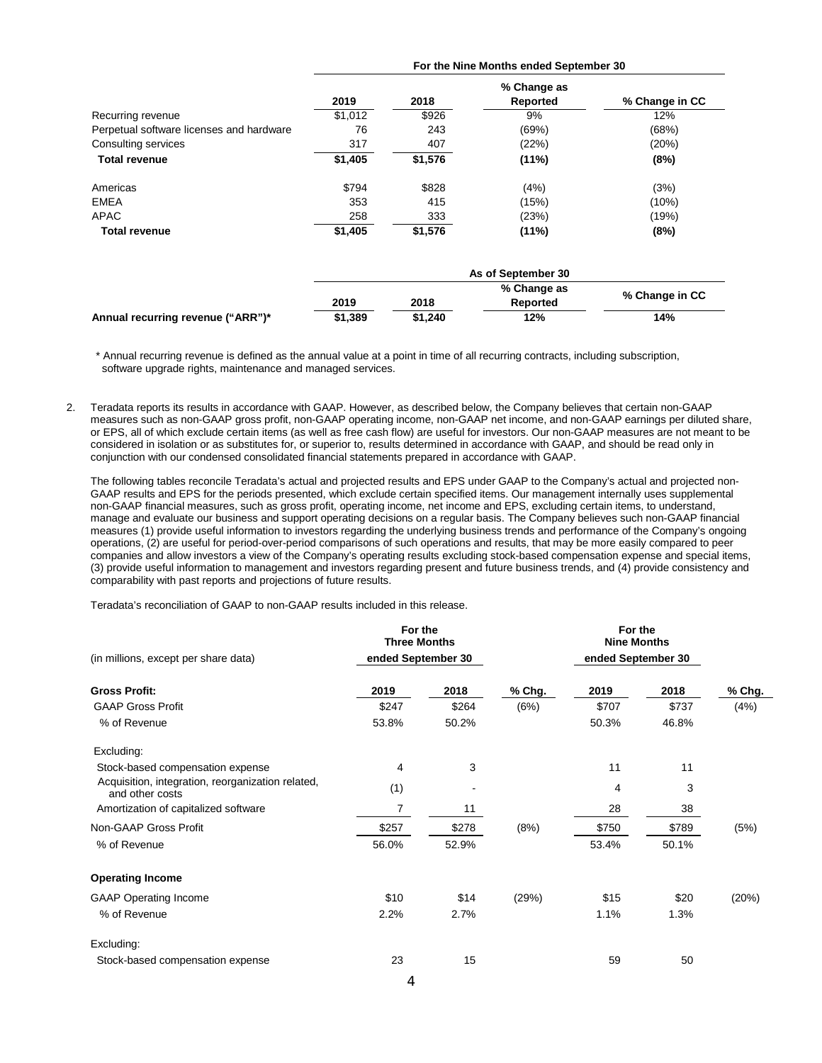| | For the Nine Months ended September 30 | | | |
|---|---|---|---|---|
| | 2019 | 2018 | % Change as Reported | % Change in CC |
| Recurring revenue | $1,012 | $926 | 9% | 12% |
| Perpetual software licenses and hardware | 76 | 243 | (69%) | (68%) |
| Consulting services | 317 | 407 | (22%) | (20%) |
| **Total revenue** | **$1,405** | **$1,576** | **(11%)** | **(8%)** |
| | | | | |
| Americas | $794 | $828 | (4%) | (3%) |
| EMEA | 353 | 415 | (15%) | (10%) |
| APAC | 258 | 333 | (23%) | (19%) |
| **Total revenue** | **$1,405** | **$1,576** | **(11%)** | **(8%)** |

| | As of September 30 | | | |
|---|---|---|---|---|
| | 2019 | 2018 | % Change as Reported | % Change in CC |
| **Annual recurring revenue ("ARR")*** | **$1,389** | **$1,240** | **12%** | **14%** |

\* Annual recurring revenue is defined as the annual value at a point in time of all recurring contracts, including subscription, software upgrade rights, maintenance and managed services.

2. Teradata reports its results in accordance with GAAP. However, as described below, the Company believes that certain non-GAAP measures such as non-GAAP gross profit, non-GAAP operating income, non-GAAP net income, and non-GAAP earnings per diluted share, or EPS, all of which exclude certain items (as well as free cash flow) are useful for investors. Our non-GAAP measures are not meant to be considered in isolation or as substitutes for, or superior to, results determined in accordance with GAAP, and should be read only in conjunction with our condensed consolidated financial statements prepared in accordance with GAAP.

   The following tables reconcile Teradata's actual and projected results and EPS under GAAP to the Company's actual and projected non-GAAP results and EPS for the periods presented, which exclude certain specified items. Our management internally uses supplemental non-GAAP financial measures, such as gross profit, operating income, net income and EPS, excluding certain items, to understand, manage and evaluate our business and support operating decisions on a regular basis. The Company believes such non-GAAP financial measures (1) provide useful information to investors regarding the underlying business trends and performance of the Company's ongoing operations, (2) are useful for period-over-period comparisons of such operations and results, that may be more easily compared to peer companies and allow investors a view of the Company's operating results excluding stock-based compensation expense and special items, (3) provide useful information to management and investors regarding present and future business trends, and (4) provide consistency and comparability with past reports and projections of future results.

   Teradata's reconciliation of GAAP to non-GAAP results included in this release.

| (in millions, except per share data) | For the Three Months ended September 30 | | | For the Nine Months ended September 30 | | |
|---|---|---|---|---|---|---|
| **Gross Profit:** | **2019** | **2018** | **% Chg.** | **2019** | **2018** | **% Chg.** |
| GAAP Gross Profit | $247 | $264 | (6%) | $707 | $737 | (4%) |
| % of Revenue | 53.8% | 50.2% | | 50.3% | 46.8% | |
| Excluding: | | | | | | |
| Stock-based compensation expense | 4 | 3 | | 11 | 11 | |
| Acquisition, integration, reorganization related, and other costs | (1) | - | | 4 | 3 | |
| Amortization of capitalized software | 7 | 11 | | 28 | 38 | |
| Non-GAAP Gross Profit | $257 | $278 | (8%) | $750 | $789 | (5%) |
| % of Revenue | 56.0% | 52.9% | | 53.4% | 50.1% | |
| **Operating Income** | | | | | | |
| GAAP Operating Income | $10 | $14 | (29%) | $15 | $20 | (20%) |
| % of Revenue | 2.2% | 2.7% | | 1.1% | 1.3% | |
| Excluding: | | | | | | |
| Stock-based compensation expense | 23 | 15 | | 59 | 50 | |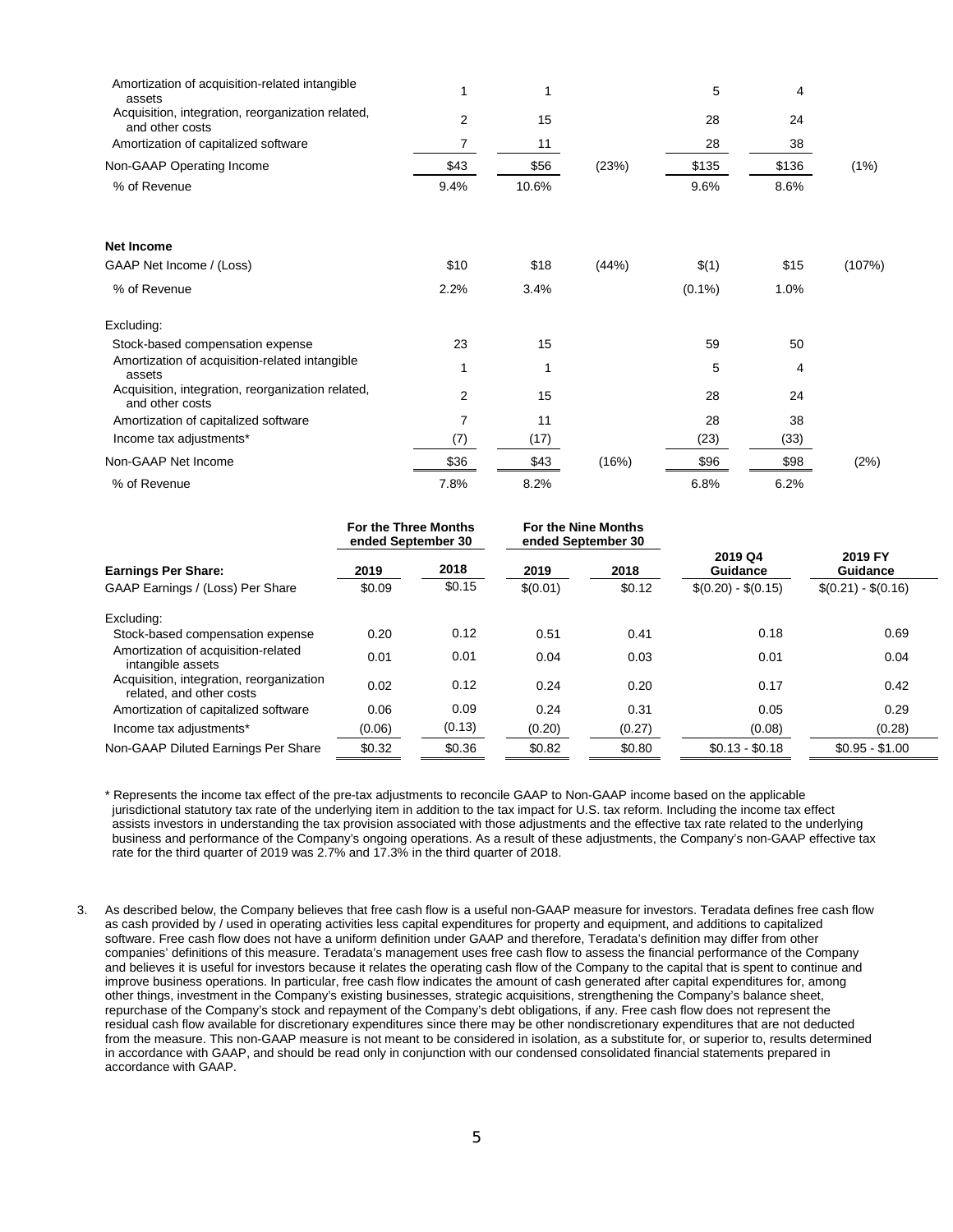| | | | | | | |
|---|---|---|---|---|---|---|
| Amortization of acquisition-related intangible assets | 1 | 1 | | 5 | 4 | |
| Acquisition, integration, reorganization related, and other costs | 2 | 15 | | 28 | 24 | |
| Amortization of capitalized software | 7 | 11 | | 28 | 38 | |
| Non-GAAP Operating Income | $43 | $56 | (23%) | $135 | $136 | (1%) |
| % of Revenue | 9.4% | 10.6% | | 9.6% | 8.6% | |
| | | | | | | |
| **Net Income** | | | | | | |
| GAAP Net Income / (Loss) | $10 | $18 | (44%) | $(1) | $15 | (107%) |
| % of Revenue | 2.2% | 3.4% | | (0.1%) | 1.0% | |
| | | | | | | |
| Excluding: | | | | | | |
| Stock-based compensation expense | 23 | 15 | | 59 | 50 | |
| Amortization of acquisition-related intangible assets | 1 | 1 | | 5 | 4 | |
| Acquisition, integration, reorganization related, and other costs | 2 | 15 | | 28 | 24 | |
| Amortization of capitalized software | 7 | 11 | | 28 | 38 | |
| Income tax adjustments* | (7) | (17) | | (23) | (33) | |
| Non-GAAP Net Income | $36 | $43 | (16%) | $96 | $98 | (2%) |
| % of Revenue | 7.8% | 8.2% | | 6.8% | 6.2% | |

| | For the Three Months ended September 30 | | For the Nine Months ended September 30 | | | |
|---|---|---|---|---|---|---|
| **Earnings Per Share:** | **2019** | **2018** | **2019** | **2018** | **2019 Q4 Guidance** | **2019 FY Guidance** |
| GAAP Earnings / (Loss) Per Share | $0.09 | $0.15 | $(0.01) | $0.12 | $(0.20) - $(0.15) | $(0.21) - $(0.16) |
| | | | | | | |
| Excluding: | | | | | | |
| Stock-based compensation expense | 0.20 | 0.12 | 0.51 | 0.41 | 0.18 | 0.69 |
| Amortization of acquisition-related intangible assets | 0.01 | 0.01 | 0.04 | 0.03 | 0.01 | 0.04 |
| Acquisition, integration, reorganization related, and other costs | 0.02 | 0.12 | 0.24 | 0.20 | 0.17 | 0.42 |
| Amortization of capitalized software | 0.06 | 0.09 | 0.24 | 0.31 | 0.05 | 0.29 |
| Income tax adjustments* | (0.06) | (0.13) | (0.20) | (0.27) | (0.08) | (0.28) |
| Non-GAAP Diluted Earnings Per Share | $0.32 | $0.36 | $0.82 | $0.80 | $0.13 - $0.18 | $0.95 - $1.00 |

\* Represents the income tax effect of the pre-tax adjustments to reconcile GAAP to Non-GAAP income based on the applicable jurisdictional statutory tax rate of the underlying item in addition to the tax impact for U.S. tax reform. Including the income tax effect assists investors in understanding the tax provision associated with those adjustments and the effective tax rate related to the underlying business and performance of the Company's ongoing operations. As a result of these adjustments, the Company's non-GAAP effective tax rate for the third quarter of 2019 was 2.7% and 17.3% in the third quarter of 2018.

3. As described below, the Company believes that free cash flow is a useful non-GAAP measure for investors. Teradata defines free cash flow as cash provided by / used in operating activities less capital expenditures for property and equipment, and additions to capitalized software. Free cash flow does not have a uniform definition under GAAP and therefore, Teradata's definition may differ from other companies' definitions of this measure. Teradata's management uses free cash flow to assess the financial performance of the Company and believes it is useful for investors because it relates the operating cash flow of the Company to the capital that is spent to continue and improve business operations. In particular, free cash flow indicates the amount of cash generated after capital expenditures for, among other things, investment in the Company's existing businesses, strategic acquisitions, strengthening the Company's balance sheet, repurchase of the Company's stock and repayment of the Company's debt obligations, if any. Free cash flow does not represent the residual cash flow available for discretionary expenditures since there may be other nondiscretionary expenditures that are not deducted from the measure. This non-GAAP measure is not meant to be considered in isolation, as a substitute for, or superior to, results determined in accordance with GAAP, and should be read only in conjunction with our condensed consolidated financial statements prepared in accordance with GAAP.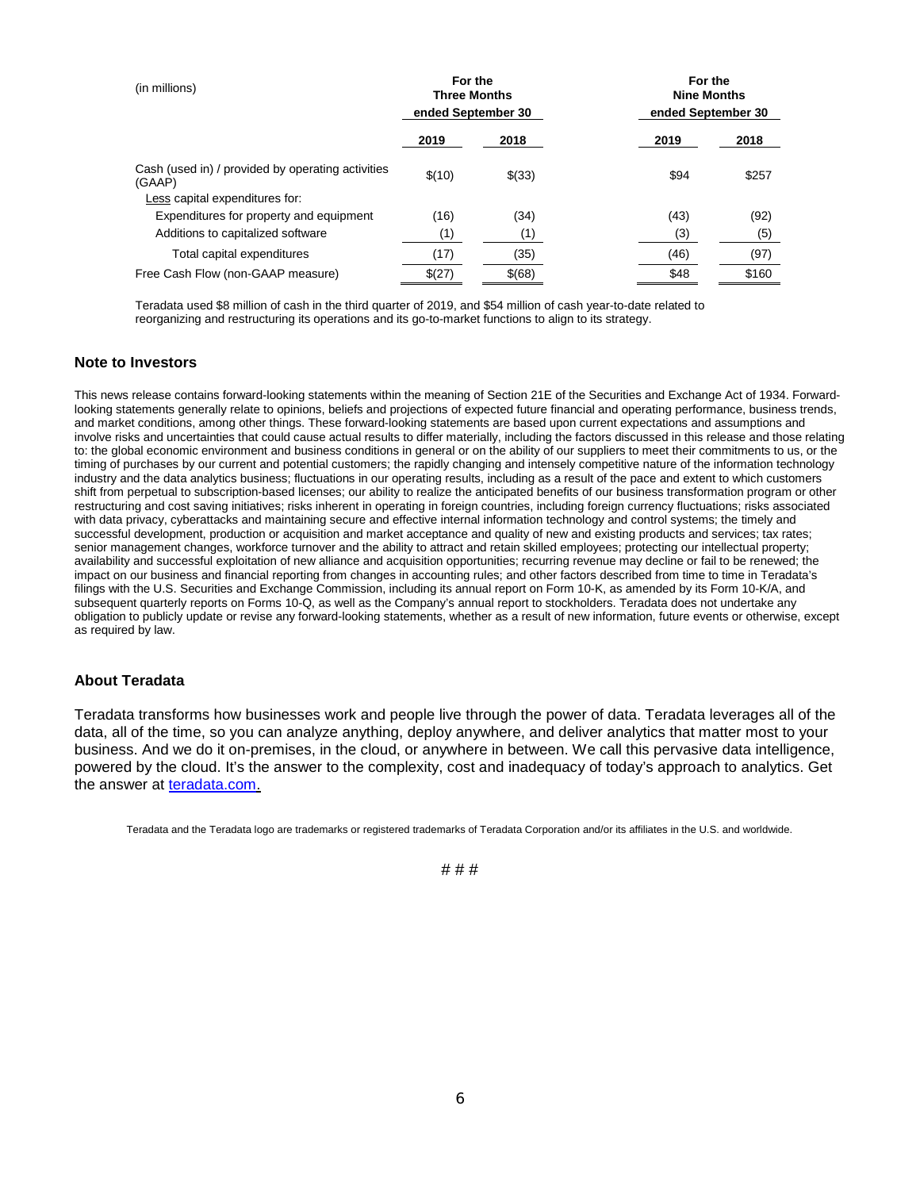| (in millions) | For the Three Months ended September 30 | | For the Nine Months ended September 30 | |
|---|---|---|---|---|
| | 2019 | 2018 | 2019 | 2018 |
| Cash (used in) / provided by operating activities (GAAP) | $(10) | $(33) | $94 | $257 |
| Less capital expenditures for: | | | | |
| Expenditures for property and equipment | (16) | (34) | (43) | (92) |
| Additions to capitalized software | (1) | (1) | (3) | (5) |
| Total capital expenditures | (17) | (35) | (46) | (97) |
| Free Cash Flow (non-GAAP measure) | $(27) | $(68) | $48 | $160 |

Teradata used $8 million of cash in the third quarter of 2019, and $54 million of cash year-to-date related to reorganizing and restructuring its operations and its go-to-market functions to align to its strategy.

### Note to Investors

This news release contains forward-looking statements within the meaning of Section 21E of the Securities and Exchange Act of 1934. Forward-looking statements generally relate to opinions, beliefs and projections of expected future financial and operating performance, business trends, and market conditions, among other things. These forward-looking statements are based upon current expectations and assumptions and involve risks and uncertainties that could cause actual results to differ materially, including the factors discussed in this release and those relating to: the global economic environment and business conditions in general or on the ability of our suppliers to meet their commitments to us, or the timing of purchases by our current and potential customers; the rapidly changing and intensely competitive nature of the information technology industry and the data analytics business; fluctuations in our operating results, including as a result of the pace and extent to which customers shift from perpetual to subscription-based licenses; our ability to realize the anticipated benefits of our business transformation program or other restructuring and cost saving initiatives; risks inherent in operating in foreign countries, including foreign currency fluctuations; risks associated with data privacy, cyberattacks and maintaining secure and effective internal information technology and control systems; the timely and successful development, production or acquisition and market acceptance and quality of new and existing products and services; tax rates; senior management changes, workforce turnover and the ability to attract and retain skilled employees; protecting our intellectual property; availability and successful exploitation of new alliance and acquisition opportunities; recurring revenue may decline or fail to be renewed; the impact on our business and financial reporting from changes in accounting rules; and other factors described from time to time in Teradata's filings with the U.S. Securities and Exchange Commission, including its annual report on Form 10-K, as amended by its Form 10-K/A, and subsequent quarterly reports on Forms 10-Q, as well as the Company's annual report to stockholders. Teradata does not undertake any obligation to publicly update or revise any forward-looking statements, whether as a result of new information, future events or otherwise, except as required by law.

### About Teradata

Teradata transforms how businesses work and people live through the power of data. Teradata leverages all of the data, all of the time, so you can analyze anything, deploy anywhere, and deliver analytics that matter most to your business. And we do it on-premises, in the cloud, or anywhere in between. We call this pervasive data intelligence, powered by the cloud. It's the answer to the complexity, cost and inadequacy of today's approach to analytics. Get the answer at teradata.com.

Teradata and the Teradata logo are trademarks or registered trademarks of Teradata Corporation and/or its affiliates in the U.S. and worldwide.

# # #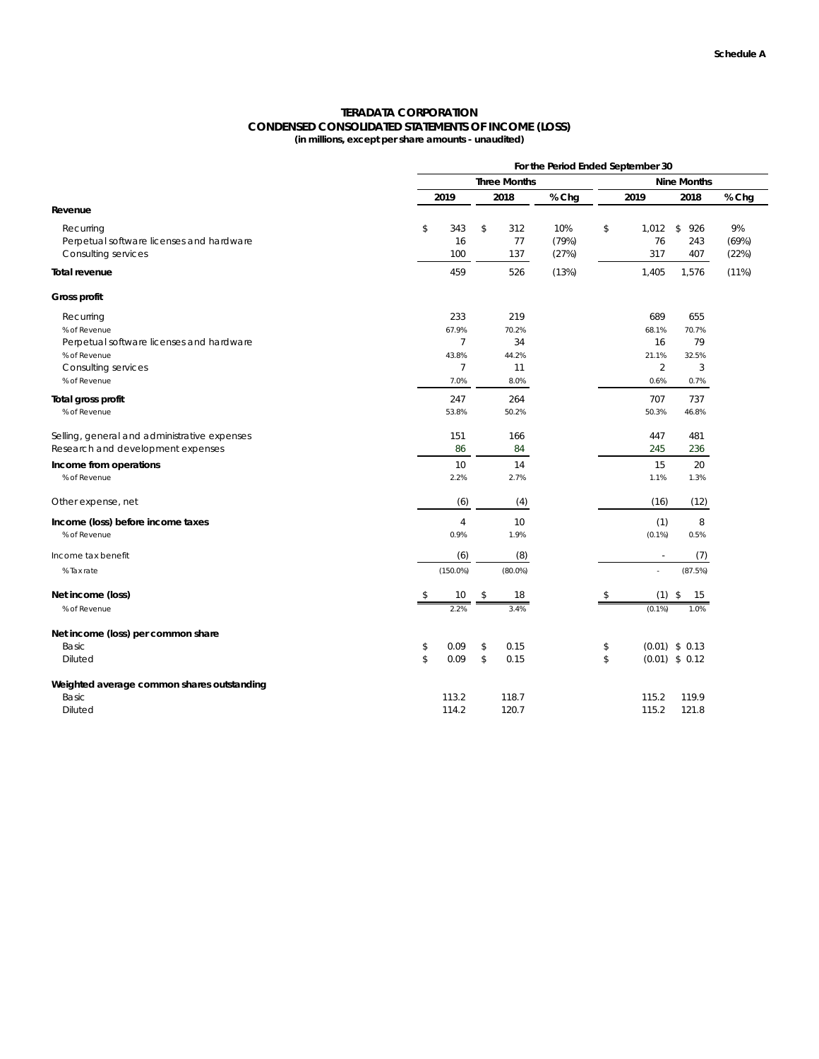Schedule A

# TERADATA CORPORATION
## CONDENSED CONSOLIDATED STATEMENTS OF INCOME (LOSS)
**(in millions, except per share amounts - unaudited)**

| | For the Period Ended September 30 | | | | | |
|---|---|---|---|---|---|---|
| | Three Months | | | Nine Months | | |
| | 2019 | 2018 | % Chg | 2019 | 2018 | % Chg |
| **Revenue** | | | | | | |
| Recurring | $ 343 | $ 312 | 10% | $ 1,012 | $ 926 | 9% |
| Perpetual software licenses and hardware | 16 | 77 | (79%) | 76 | 243 | (69%) |
| Consulting services | 100 | 137 | (27%) | 317 | 407 | (22%) |
| **Total revenue** | 459 | 526 | (13%) | 1,405 | 1,576 | (11%) |
| **Gross profit** | | | | | | |
| Recurring | 233 | 219 | | 689 | 655 | |
| % of Revenue | 67.9% | 70.2% | | 68.1% | 70.7% | |
| Perpetual software licenses and hardware | 7 | 34 | | 16 | 79 | |
| % of Revenue | 43.8% | 44.2% | | 21.1% | 32.5% | |
| Consulting services | 7 | 11 | | 2 | 3 | |
| % of Revenue | 7.0% | 8.0% | | 0.6% | 0.7% | |
| **Total gross profit** | 247 | 264 | | 707 | 737 | |
| % of Revenue | 53.8% | 50.2% | | 50.3% | 46.8% | |
| Selling, general and administrative expenses | 151 | 166 | | 447 | 481 | |
| Research and development expenses | 86 | 84 | | 245 | 236 | |
| **Income from operations** | 10 | 14 | | 15 | 20 | |
| % of Revenue | 2.2% | 2.7% | | 1.1% | 1.3% | |
| Other expense, net | (6) | (4) | | (16) | (12) | |
| **Income (loss) before income taxes** | 4 | 10 | | (1) | 8 | |
| % of Revenue | 0.9% | 1.9% | | (0.1%) | 0.5% | |
| Income tax benefit | (6) | (8) | | - | (7) | |
| % Tax rate | (150.0%) | (80.0%) | | - | (87.5%) | |
| **Net income (loss)** | $ 10 | $ 18 | | $ (1) | $ 15 | |
| % of Revenue | 2.2% | 3.4% | | (0.1%) | 1.0% | |
| **Net income (loss) per common share** | | | | | | |
| Basic | $ 0.09 | $ 0.15 | | $ (0.01) | $ 0.13 | |
| Diluted | $ 0.09 | $ 0.15 | | $ (0.01) | $ 0.12 | |
| **Weighted average common shares outstanding** | | | | | | |
| Basic | 113.2 | 118.7 | | 115.2 | 119.9 | |
| Diluted | 114.2 | 120.7 | | 115.2 | 121.8 | |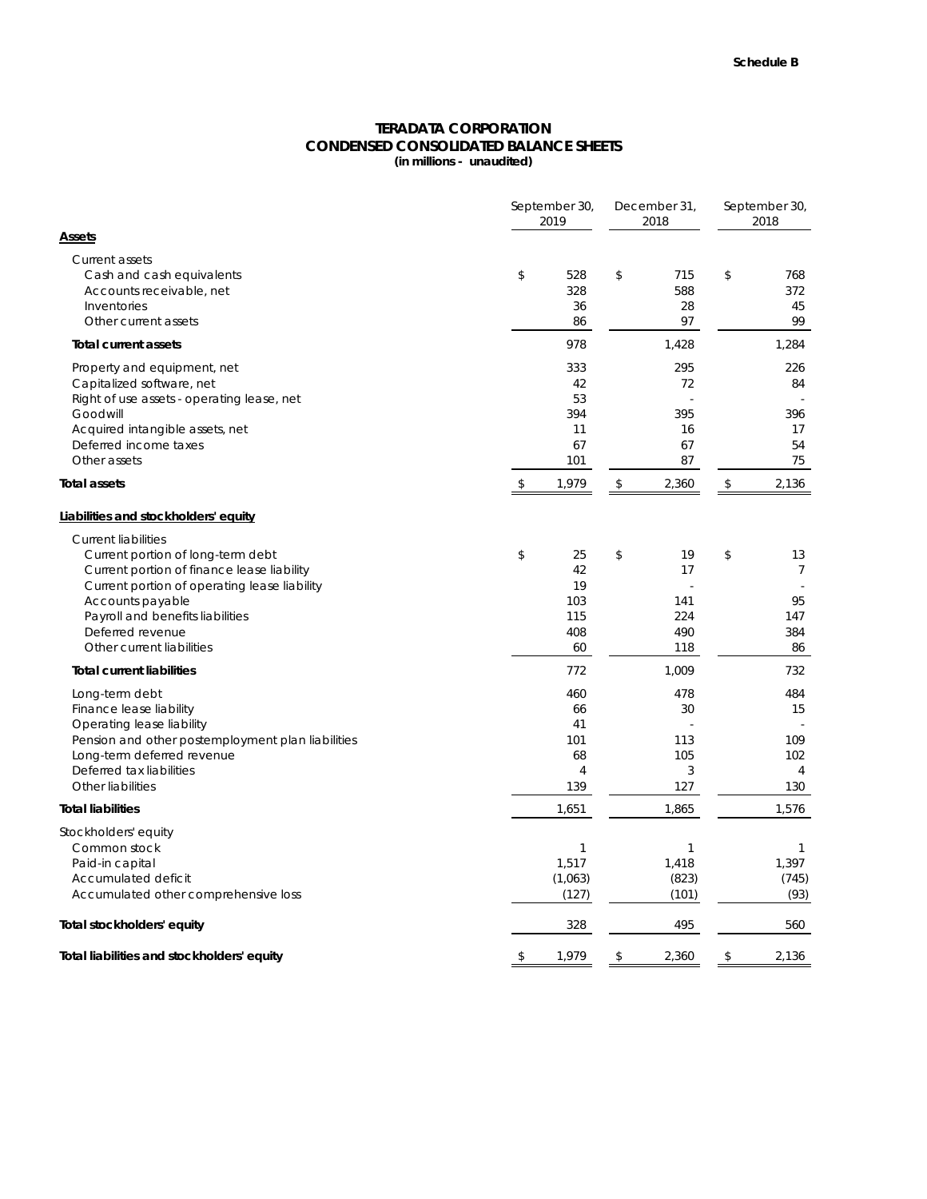Schedule B

# TERADATA CORPORATION
## CONDENSED CONSOLIDATED BALANCE SHEETS
**(in millions - unaudited)**

| | September 30, 2019 | December 31, 2018 | September 30, 2018 |
|---|---|---|---|
| **Assets** | | | |
| Current assets | | | |
| Cash and cash equivalents | $ 528 | $ 715 | $ 768 |
| Accounts receivable, net | 328 | 588 | 372 |
| Inventories | 36 | 28 | 45 |
| Other current assets | 86 | 97 | 99 |
| **Total current assets** | 978 | 1,428 | 1,284 |
| Property and equipment, net | 333 | 295 | 226 |
| Capitalized software, net | 42 | 72 | 84 |
| Right of use assets - operating lease, net | 53 | - | - |
| Goodwill | 394 | 395 | 396 |
| Acquired intangible assets, net | 11 | 16 | 17 |
| Deferred income taxes | 67 | 67 | 54 |
| Other assets | 101 | 87 | 75 |
| **Total assets** | $ 1,979 | $ 2,360 | $ 2,136 |
| **Liabilities and stockholders' equity** | | | |
| Current liabilities | | | |
| Current portion of long-term debt | $ 25 | $ 19 | $ 13 |
| Current portion of finance lease liability | 42 | 17 | 7 |
| Current portion of operating lease liability | 19 | - | - |
| Accounts payable | 103 | 141 | 95 |
| Payroll and benefits liabilities | 115 | 224 | 147 |
| Deferred revenue | 408 | 490 | 384 |
| Other current liabilities | 60 | 118 | 86 |
| **Total current liabilities** | 772 | 1,009 | 732 |
| Long-term debt | 460 | 478 | 484 |
| Finance lease liability | 66 | 30 | 15 |
| Operating lease liability | 41 | - | - |
| Pension and other postemployment plan liabilities | 101 | 113 | 109 |
| Long-term deferred revenue | 68 | 105 | 102 |
| Deferred tax liabilities | 4 | 3 | 4 |
| Other liabilities | 139 | 127 | 130 |
| **Total liabilities** | 1,651 | 1,865 | 1,576 |
| Stockholders' equity | | | |
| Common stock | 1 | 1 | 1 |
| Paid-in capital | 1,517 | 1,418 | 1,397 |
| Accumulated deficit | (1,063) | (823) | (745) |
| Accumulated other comprehensive loss | (127) | (101) | (93) |
| **Total stockholders' equity** | 328 | 495 | 560 |
| **Total liabilities and stockholders' equity** | $ 1,979 | $ 2,360 | $ 2,136 |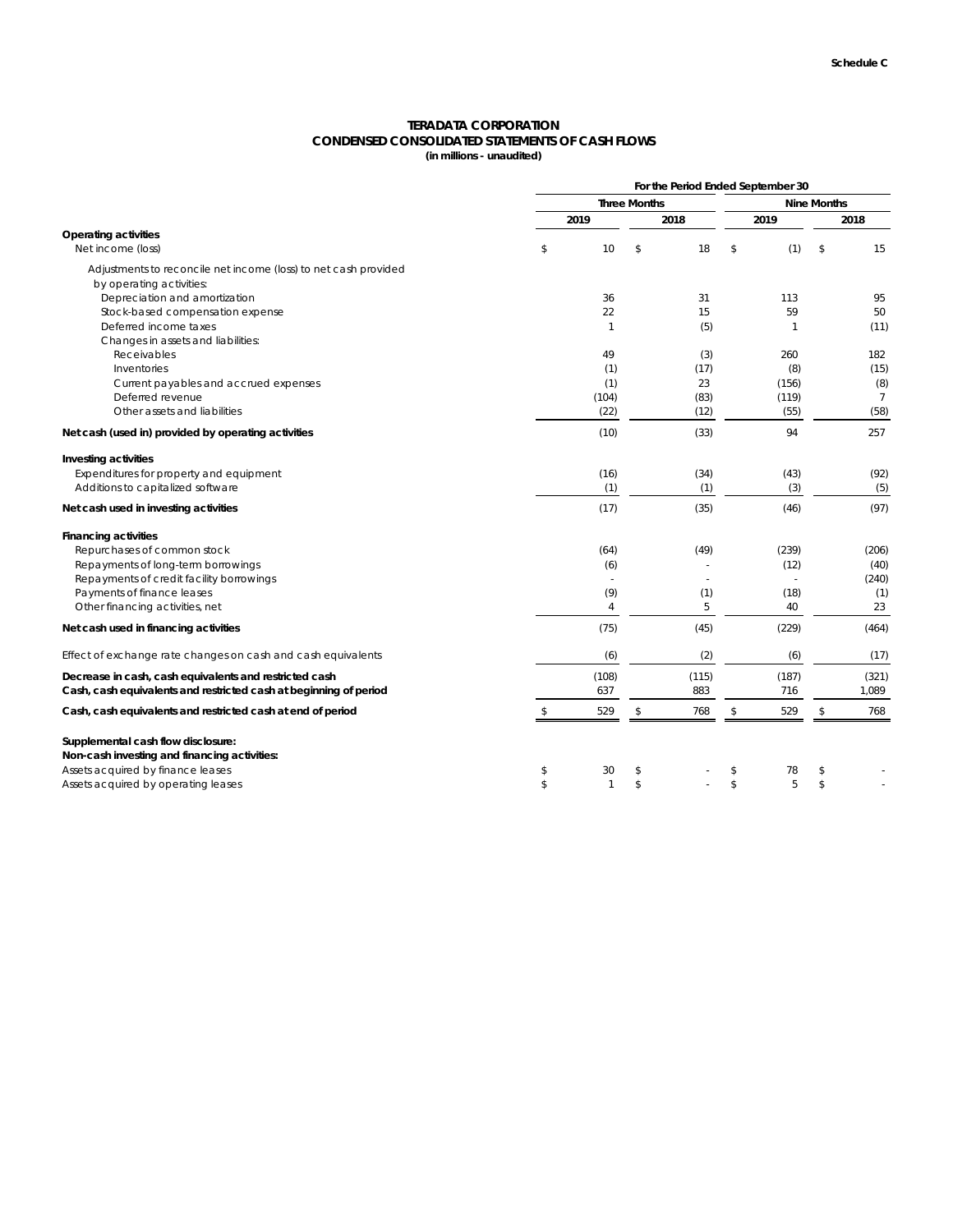Schedule C

# TERADATA CORPORATION
## CONDENSED CONSOLIDATED STATEMENTS OF CASH FLOWS
**(in millions - unaudited)**

| | For the Period Ended September 30 | | | |
|---|---|---|---|---|
| | Three Months | | Nine Months | |
| | 2019 | 2018 | 2019 | 2018 |
| **Operating activities** | | | | |
| Net income (loss) | $ 10 | $ 18 | $ (1) | $ 15 |
| Adjustments to reconcile net income (loss) to net cash provided by operating activities: | | | | |
| Depreciation and amortization | 36 | 31 | 113 | 95 |
| Stock-based compensation expense | 22 | 15 | 59 | 50 |
| Deferred income taxes | 1 | (5) | 1 | (11) |
| Changes in assets and liabilities: | | | | |
| Receivables | 49 | (3) | 260 | 182 |
| Inventories | (1) | (17) | (8) | (15) |
| Current payables and accrued expenses | (1) | 23 | (156) | (8) |
| Deferred revenue | (104) | (83) | (119) | 7 |
| Other assets and liabilities | (22) | (12) | (55) | (58) |
| **Net cash (used in) provided by operating activities** | (10) | (33) | 94 | 257 |
| **Investing activities** | | | | |
| Expenditures for property and equipment | (16) | (34) | (43) | (92) |
| Additions to capitalized software | (1) | (1) | (3) | (5) |
| **Net cash used in investing activities** | (17) | (35) | (46) | (97) |
| **Financing activities** | | | | |
| Repurchases of common stock | (64) | (49) | (239) | (206) |
| Repayments of long-term borrowings | (6) | - | (12) | (40) |
| Repayments of credit facility borrowings | - | - | - | (240) |
| Payments of finance leases | (9) | (1) | (18) | (1) |
| Other financing activities, net | 4 | 5 | 40 | 23 |
| **Net cash used in financing activities** | (75) | (45) | (229) | (464) |
| Effect of exchange rate changes on cash and cash equivalents | (6) | (2) | (6) | (17) |
| **Decrease in cash, cash equivalents and restricted cash** | (108) | (115) | (187) | (321) |
| **Cash, cash equivalents and restricted cash at beginning of period** | 637 | 883 | 716 | 1,089 |
| **Cash, cash equivalents and restricted cash at end of period** | $ 529 | $ 768 | $ 529 | $ 768 |
| **Supplemental cash flow disclosure:** | | | | |
| **Non-cash investing and financing activities:** | | | | |
| Assets acquired by finance leases | $ 30 | $ - | $ 78 | $ - |
| Assets acquired by operating leases | $ 1 | $ - | $ 5 | $ - |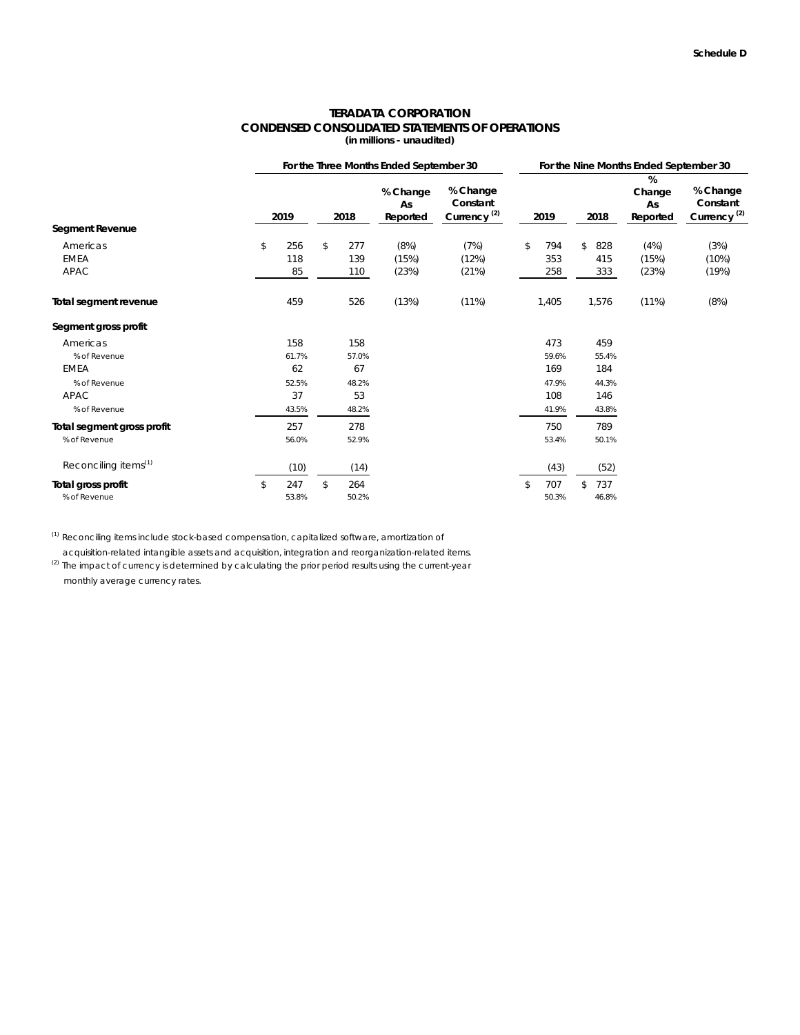Schedule D

# TERADATA CORPORATION
## CONDENSED CONSOLIDATED STATEMENTS OF OPERATIONS
**(in millions - unaudited)**

| | For the Three Months Ended September 30 | | | | For the Nine Months Ended September 30 | | | |
|---|---|---|---|---|---|---|---|---|
| | 2019 | 2018 | % Change As Reported | % Change Constant Currency (2) | 2019 | 2018 | % Change As Reported | % Change Constant Currency (2) |
| **Segment Revenue** | | | | | | | | |
| Americas | $ 256 | $ 277 | (8%) | (7%) | $ 794 | $ 828 | (4%) | (3%) |
| EMEA | 118 | 139 | (15%) | (12%) | 353 | 415 | (15%) | (10%) |
| APAC | 85 | 110 | (23%) | (21%) | 258 | 333 | (23%) | (19%) |
| **Total segment revenue** | 459 | 526 | (13%) | (11%) | 1,405 | 1,576 | (11%) | (8%) |
| **Segment gross profit** | | | | | | | | |
| Americas | 158 | 158 | | | 473 | 459 | | |
| % of Revenue | 61.7% | 57.0% | | | 59.6% | 55.4% | | |
| EMEA | 62 | 67 | | | 169 | 184 | | |
| % of Revenue | 52.5% | 48.2% | | | 47.9% | 44.3% | | |
| APAC | 37 | 53 | | | 108 | 146 | | |
| % of Revenue | 43.5% | 48.2% | | | 41.9% | 43.8% | | |
| **Total segment gross profit** | 257 | 278 | | | 750 | 789 | | |
| % of Revenue | 56.0% | 52.9% | | | 53.4% | 50.1% | | |
| Reconciling items(1) | (10) | (14) | | | (43) | (52) | | |
| **Total gross profit** | $ 247 | $ 264 | | | $ 707 | $ 737 | | |
| % of Revenue | 53.8% | 50.2% | | | 50.3% | 46.8% | | |

(1) Reconciling items include stock-based compensation, capitalized software, amortization of acquisition-related intangible assets and acquisition, integration and reorganization-related items.

(2) The impact of currency is determined by calculating the prior period results using the current-year monthly average currency rates.